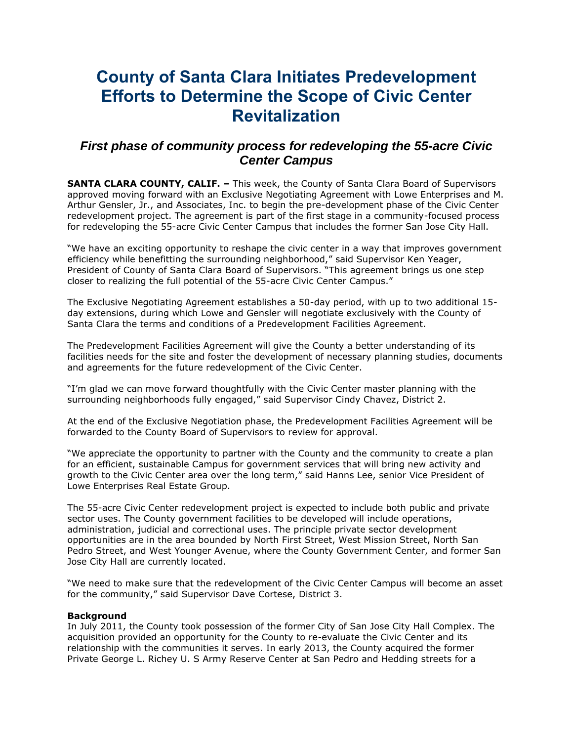# County of Santa Clara Initiates Predevelopment Efforts to Determine the Scope of Civic Center Revitalization

## *First phase of community process for redeveloping the 55-acre Civic Center Campus*

**SANTA CLARA COUNTY, CALIF. –** This week, the County of Santa Clara Board of Supervisors approved moving forward with an Exclusive Negotiating Agreement with Lowe Enterprises and M. Arthur Gensler, Jr., and Associates, Inc. to begin the pre-development phase of the Civic Center redevelopment project. The agreement is part of the first stage in a community-focused process for redeveloping the 55-acre Civic Center Campus that includes the former San Jose City Hall.

"We have an exciting opportunity to reshape the civic center in a way that improves government efficiency while benefitting the surrounding neighborhood," said Supervisor Ken Yeager, President of County of Santa Clara Board of Supervisors. "This agreement brings us one step closer to realizing the full potential of the 55-acre Civic Center Campus."

The Exclusive Negotiating Agreement establishes a 50-day period, with up to two additional 15-day extensions, during which Lowe and Gensler will negotiate exclusively with the County of Santa Clara the terms and conditions of a Predevelopment Facilities Agreement.

The Predevelopment Facilities Agreement will give the County a better understanding of its facilities needs for the site and foster the development of necessary planning studies, documents and agreements for the future redevelopment of the Civic Center.

"I'm glad we can move forward thoughtfully with the Civic Center master planning with the surrounding neighborhoods fully engaged," said Supervisor Cindy Chavez, District 2.

At the end of the Exclusive Negotiation phase, the Predevelopment Facilities Agreement will be forwarded to the County Board of Supervisors to review for approval.

"We appreciate the opportunity to partner with the County and the community to create a plan for an efficient, sustainable Campus for government services that will bring new activity and growth to the Civic Center area over the long term," said Hanns Lee, senior Vice President of Lowe Enterprises Real Estate Group.

The 55-acre Civic Center redevelopment project is expected to include both public and private sector uses. The County government facilities to be developed will include operations, administration, judicial and correctional uses. The principle private sector development opportunities are in the area bounded by North First Street, West Mission Street, North San Pedro Street, and West Younger Avenue, where the County Government Center, and former San Jose City Hall are currently located.

"We need to make sure that the redevelopment of the Civic Center Campus will become an asset for the community," said Supervisor Dave Cortese, District 3.

**Background**

In July 2011, the County took possession of the former City of San Jose City Hall Complex. The acquisition provided an opportunity for the County to re-evaluate the Civic Center and its relationship with the communities it serves. In early 2013, the County acquired the former Private George L. Richey U. S Army Reserve Center at San Pedro and Hedding streets for a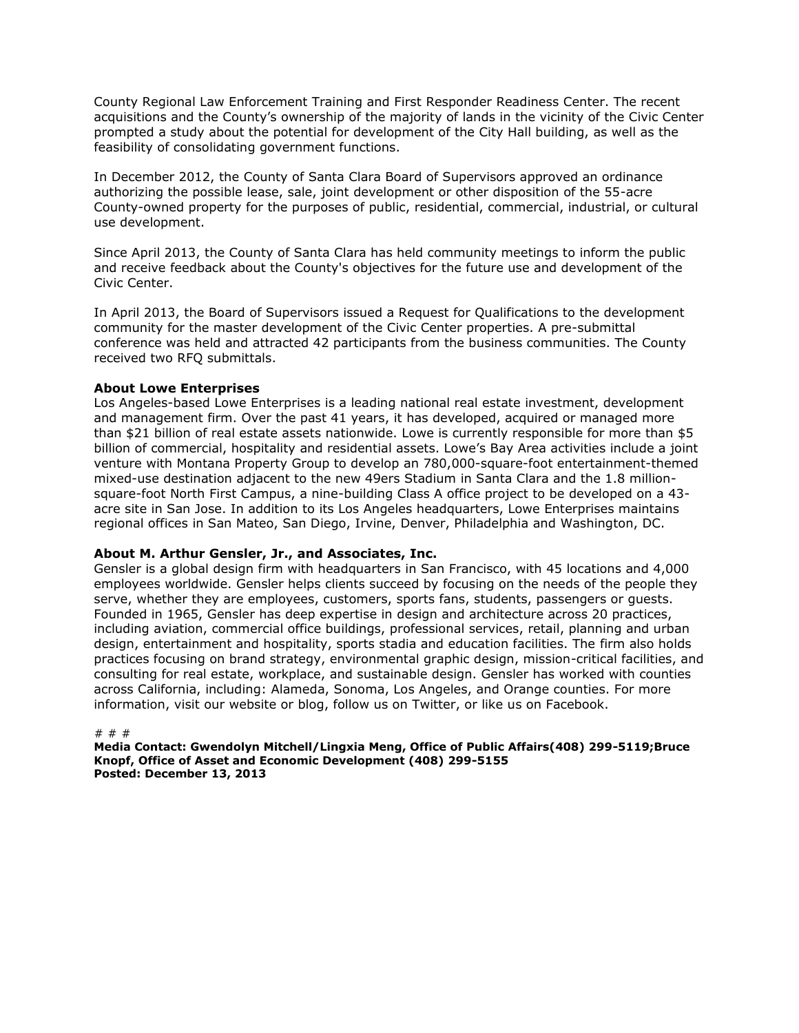County Regional Law Enforcement Training and First Responder Readiness Center. The recent acquisitions and the County's ownership of the majority of lands in the vicinity of the Civic Center prompted a study about the potential for development of the City Hall building, as well as the feasibility of consolidating government functions.

In December 2012, the County of Santa Clara Board of Supervisors approved an ordinance authorizing the possible lease, sale, joint development or other disposition of the 55-acre County-owned property for the purposes of public, residential, commercial, industrial, or cultural use development.

Since April 2013, the County of Santa Clara has held community meetings to inform the public and receive feedback about the County's objectives for the future use and development of the Civic Center.

In April 2013, the Board of Supervisors issued a Request for Qualifications to the development community for the master development of the Civic Center properties. A pre-submittal conference was held and attracted 42 participants from the business communities. The County received two RFQ submittals.

**About Lowe Enterprises**
Los Angeles-based Lowe Enterprises is a leading national real estate investment, development and management firm. Over the past 41 years, it has developed, acquired or managed more than $21 billion of real estate assets nationwide. Lowe is currently responsible for more than $5 billion of commercial, hospitality and residential assets. Lowe's Bay Area activities include a joint venture with Montana Property Group to develop an 780,000-square-foot entertainment-themed mixed-use destination adjacent to the new 49ers Stadium in Santa Clara and the 1.8 million-square-foot North First Campus, a nine-building Class A office project to be developed on a 43-acre site in San Jose. In addition to its Los Angeles headquarters, Lowe Enterprises maintains regional offices in San Mateo, San Diego, Irvine, Denver, Philadelphia and Washington, DC.

**About M. Arthur Gensler, Jr., and Associates, Inc.**
Gensler is a global design firm with headquarters in San Francisco, with 45 locations and 4,000 employees worldwide. Gensler helps clients succeed by focusing on the needs of the people they serve, whether they are employees, customers, sports fans, students, passengers or guests. Founded in 1965, Gensler has deep expertise in design and architecture across 20 practices, including aviation, commercial office buildings, professional services, retail, planning and urban design, entertainment and hospitality, sports stadia and education facilities. The firm also holds practices focusing on brand strategy, environmental graphic design, mission-critical facilities, and consulting for real estate, workplace, and sustainable design. Gensler has worked with counties across California, including: Alameda, Sonoma, Los Angeles, and Orange counties. For more information, visit our website or blog, follow us on Twitter, or like us on Facebook.

# # #

**Media Contact: Gwendolyn Mitchell/Lingxia Meng, Office of Public Affairs(408) 299-5119;Bruce Knopf, Office of Asset and Economic Development (408) 299-5155**
**Posted: December 13, 2013**